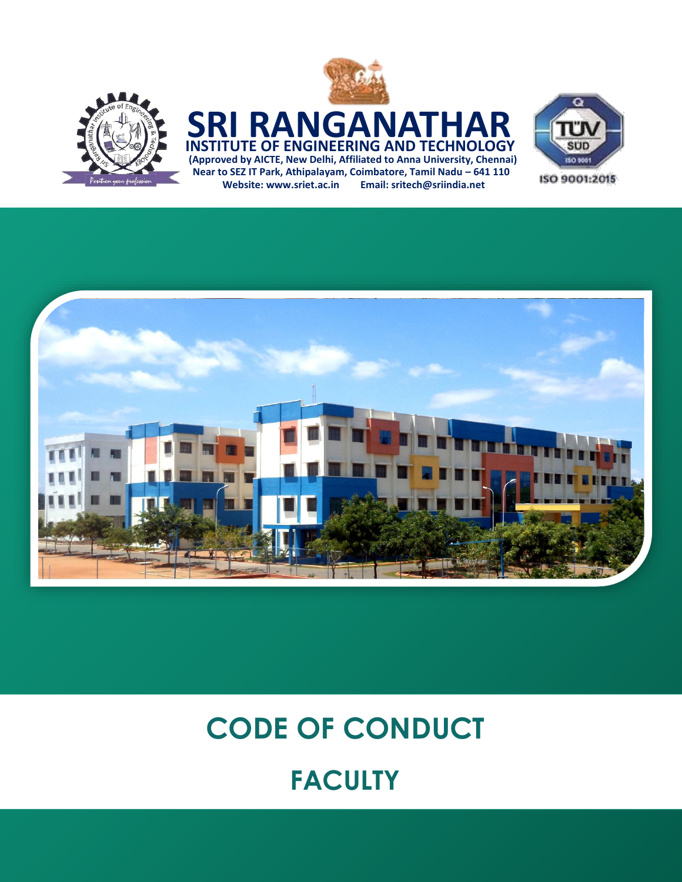# SRI RANGANATHAR

## INSTITUTE OF ENGINEERING AND TECHNOLOGY

**(Approved by AICTE, New Delhi, Affiliated to Anna University, Chennai)**

**Near to SEZ IT Park, Athipalayam, Coimbatore, Tamil Nadu – 641 110**

**Website: www.sriet.ac.in    Email: sritech@sriindia.net**

ISO 9001:2015

# CODE OF CONDUCT

# FACULTY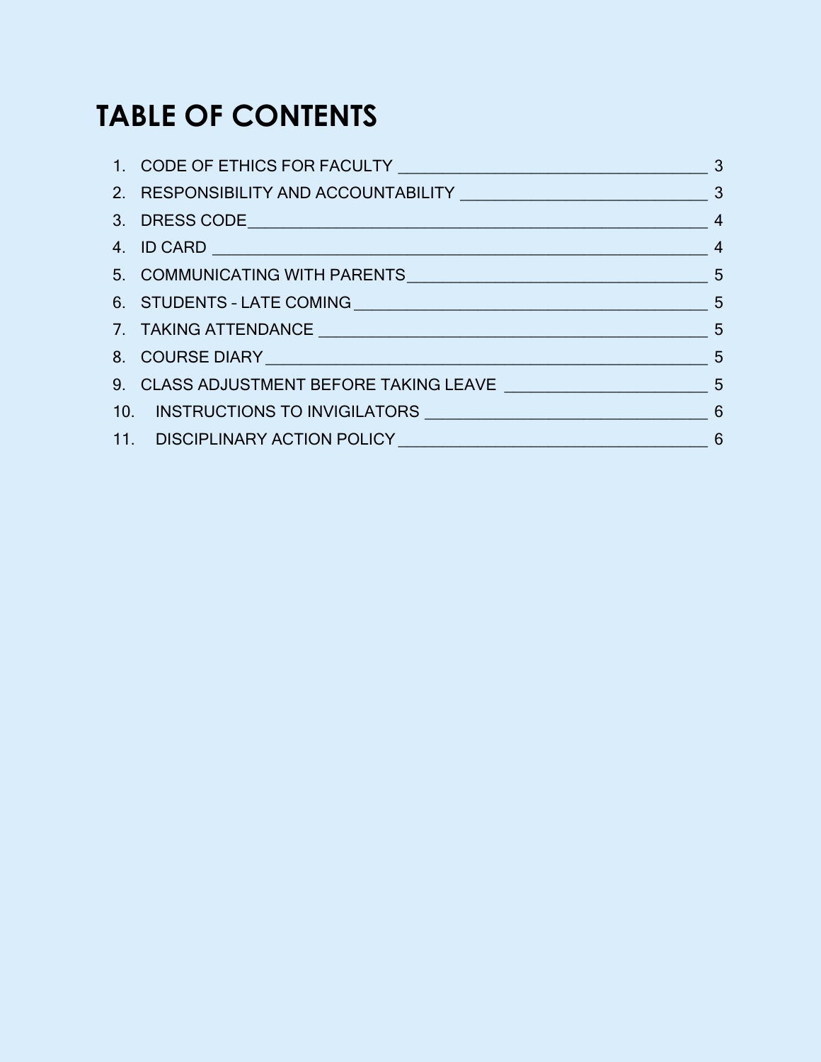# TABLE OF CONTENTS

1. CODE OF ETHICS FOR FACULTY ____________________________ 3
2. RESPONSIBILITY AND ACCOUNTABILITY ______________________ 3
3. DRESS CODE ____________________________________________ 4
4. ID CARD _______________________________________________ 4
5. COMMUNICATING WITH PARENTS ____________________________ 5
6. STUDENTS - LATE COMING ________________________________ 5
7. TAKING ATTENDANCE _____________________________________ 5
8. COURSE DIARY __________________________________________ 5
9. CLASS ADJUSTMENT BEFORE TAKING LEAVE ___________________ 5
10. INSTRUCTIONS TO INVIGILATORS __________________________ 6
11. DISCIPLINARY ACTION POLICY ____________________________ 6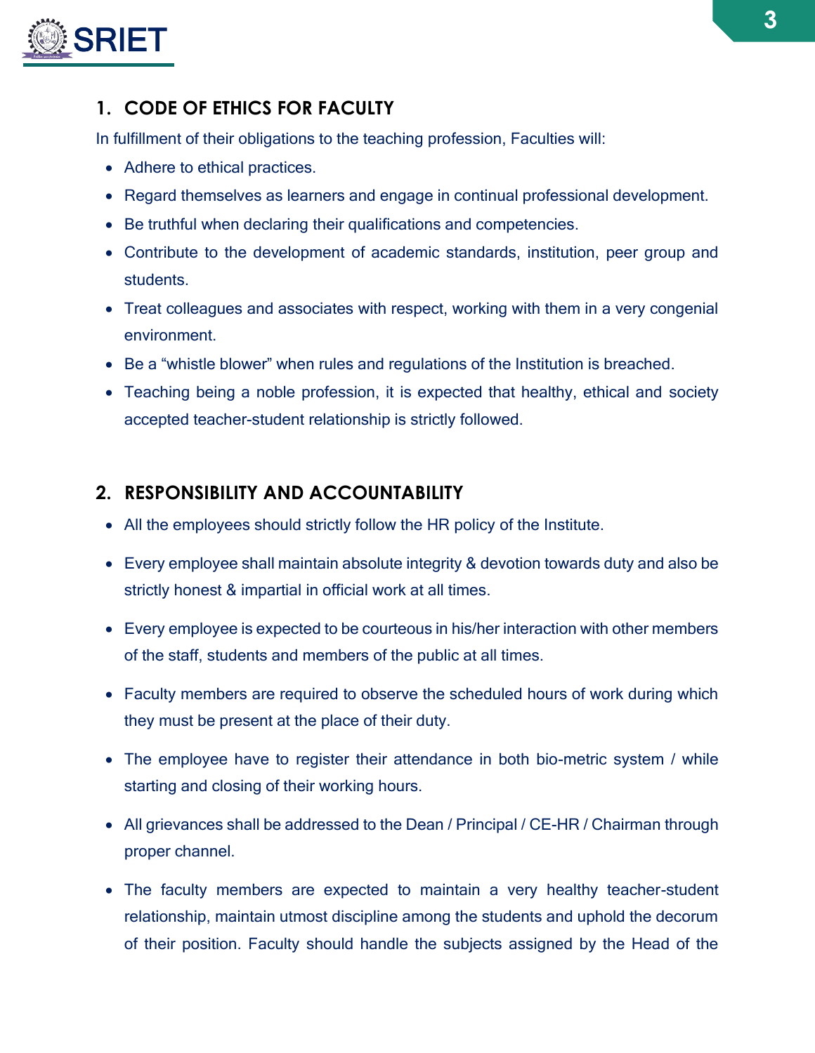## 1. CODE OF ETHICS FOR FACULTY

In fulfillment of their obligations to the teaching profession, Faculties will:

- Adhere to ethical practices.
- Regard themselves as learners and engage in continual professional development.
- Be truthful when declaring their qualifications and competencies.
- Contribute to the development of academic standards, institution, peer group and students.
- Treat colleagues and associates with respect, working with them in a very congenial environment.
- Be a "whistle blower" when rules and regulations of the Institution is breached.
- Teaching being a noble profession, it is expected that healthy, ethical and society accepted teacher-student relationship is strictly followed.

## 2. RESPONSIBILITY AND ACCOUNTABILITY

- All the employees should strictly follow the HR policy of the Institute.
- Every employee shall maintain absolute integrity & devotion towards duty and also be strictly honest & impartial in official work at all times.
- Every employee is expected to be courteous in his/her interaction with other members of the staff, students and members of the public at all times.
- Faculty members are required to observe the scheduled hours of work during which they must be present at the place of their duty.
- The employee have to register their attendance in both bio-metric system / while starting and closing of their working hours.
- All grievances shall be addressed to the Dean / Principal / CE-HR / Chairman through proper channel.
- The faculty members are expected to maintain a very healthy teacher-student relationship, maintain utmost discipline among the students and uphold the decorum of their position. Faculty should handle the subjects assigned by the Head of the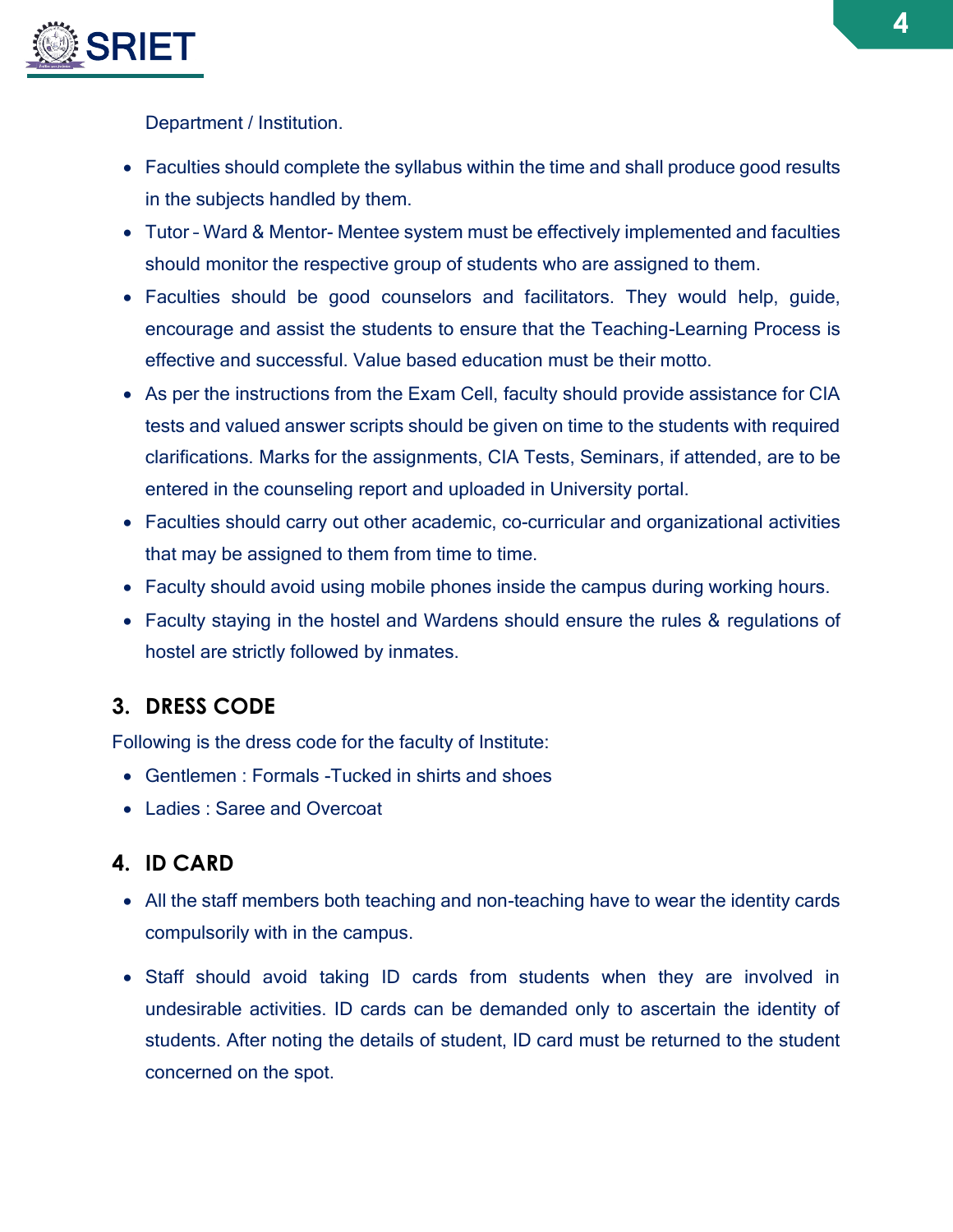Department / Institution.

- Faculties should complete the syllabus within the time and shall produce good results in the subjects handled by them.
- Tutor – Ward & Mentor- Mentee system must be effectively implemented and faculties should monitor the respective group of students who are assigned to them.
- Faculties should be good counselors and facilitators. They would help, guide, encourage and assist the students to ensure that the Teaching-Learning Process is effective and successful. Value based education must be their motto.
- As per the instructions from the Exam Cell, faculty should provide assistance for CIA tests and valued answer scripts should be given on time to the students with required clarifications. Marks for the assignments, CIA Tests, Seminars, if attended, are to be entered in the counseling report and uploaded in University portal.
- Faculties should carry out other academic, co-curricular and organizational activities that may be assigned to them from time to time.
- Faculty should avoid using mobile phones inside the campus during working hours.
- Faculty staying in the hostel and Wardens should ensure the rules & regulations of hostel are strictly followed by inmates.

## 3. DRESS CODE

Following is the dress code for the faculty of Institute:

- Gentlemen : Formals -Tucked in shirts and shoes
- Ladies : Saree and Overcoat

## 4. ID CARD

- All the staff members both teaching and non-teaching have to wear the identity cards compulsorily with in the campus.
- Staff should avoid taking ID cards from students when they are involved in undesirable activities. ID cards can be demanded only to ascertain the identity of students. After noting the details of student, ID card must be returned to the student concerned on the spot.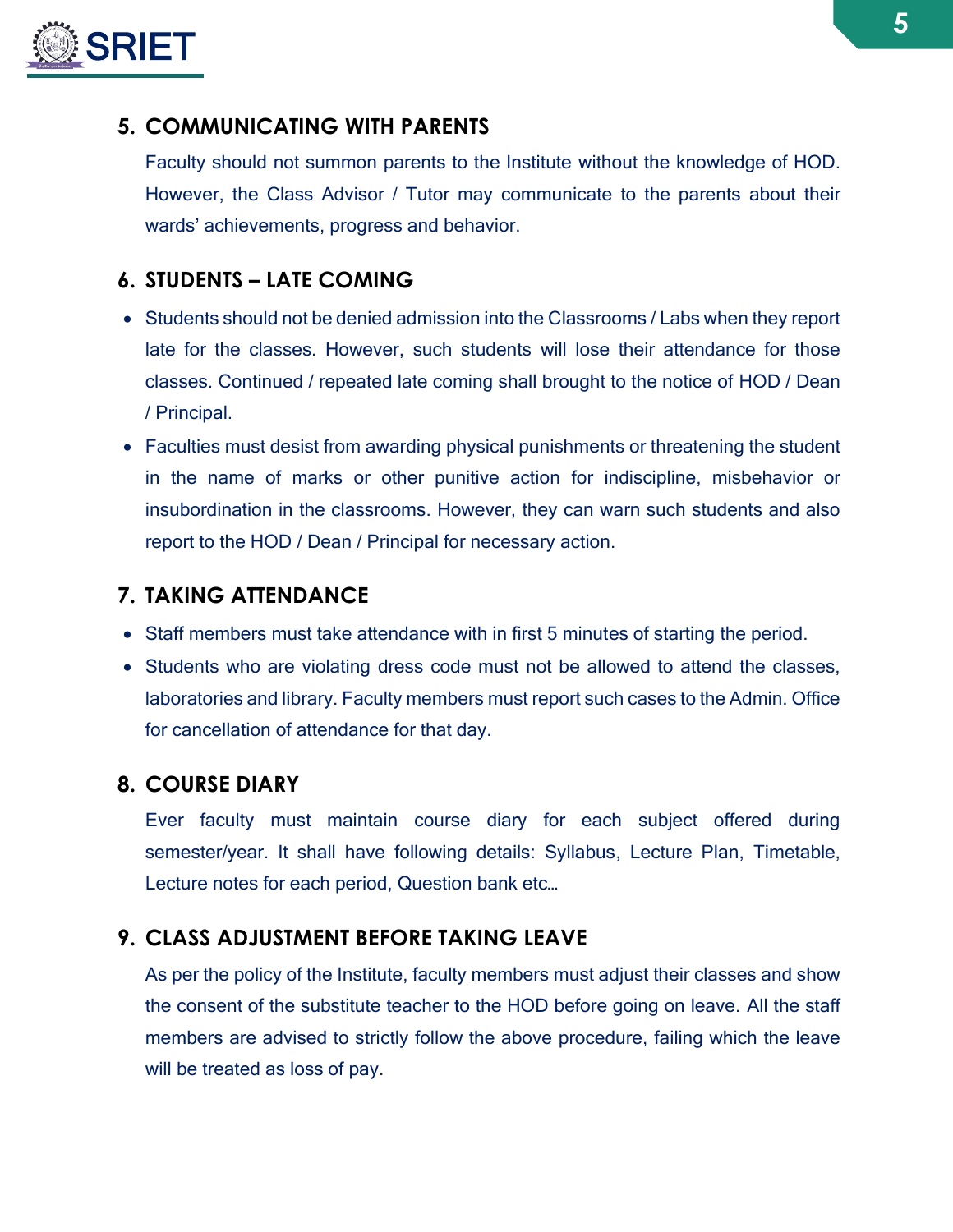## 5. COMMUNICATING WITH PARENTS

Faculty should not summon parents to the Institute without the knowledge of HOD. However, the Class Advisor / Tutor may communicate to the parents about their wards' achievements, progress and behavior.

## 6. STUDENTS – LATE COMING

- Students should not be denied admission into the Classrooms / Labs when they report late for the classes. However, such students will lose their attendance for those classes. Continued / repeated late coming shall brought to the notice of HOD / Dean / Principal.
- Faculties must desist from awarding physical punishments or threatening the student in the name of marks or other punitive action for indiscipline, misbehavior or insubordination in the classrooms. However, they can warn such students and also report to the HOD / Dean / Principal for necessary action.

## 7. TAKING ATTENDANCE

- Staff members must take attendance with in first 5 minutes of starting the period.
- Students who are violating dress code must not be allowed to attend the classes, laboratories and library. Faculty members must report such cases to the Admin. Office for cancellation of attendance for that day.

## 8. COURSE DIARY

Ever faculty must maintain course diary for each subject offered during semester/year. It shall have following details: Syllabus, Lecture Plan, Timetable, Lecture notes for each period, Question bank etc…

## 9. CLASS ADJUSTMENT BEFORE TAKING LEAVE

As per the policy of the Institute, faculty members must adjust their classes and show the consent of the substitute teacher to the HOD before going on leave. All the staff members are advised to strictly follow the above procedure, failing which the leave will be treated as loss of pay.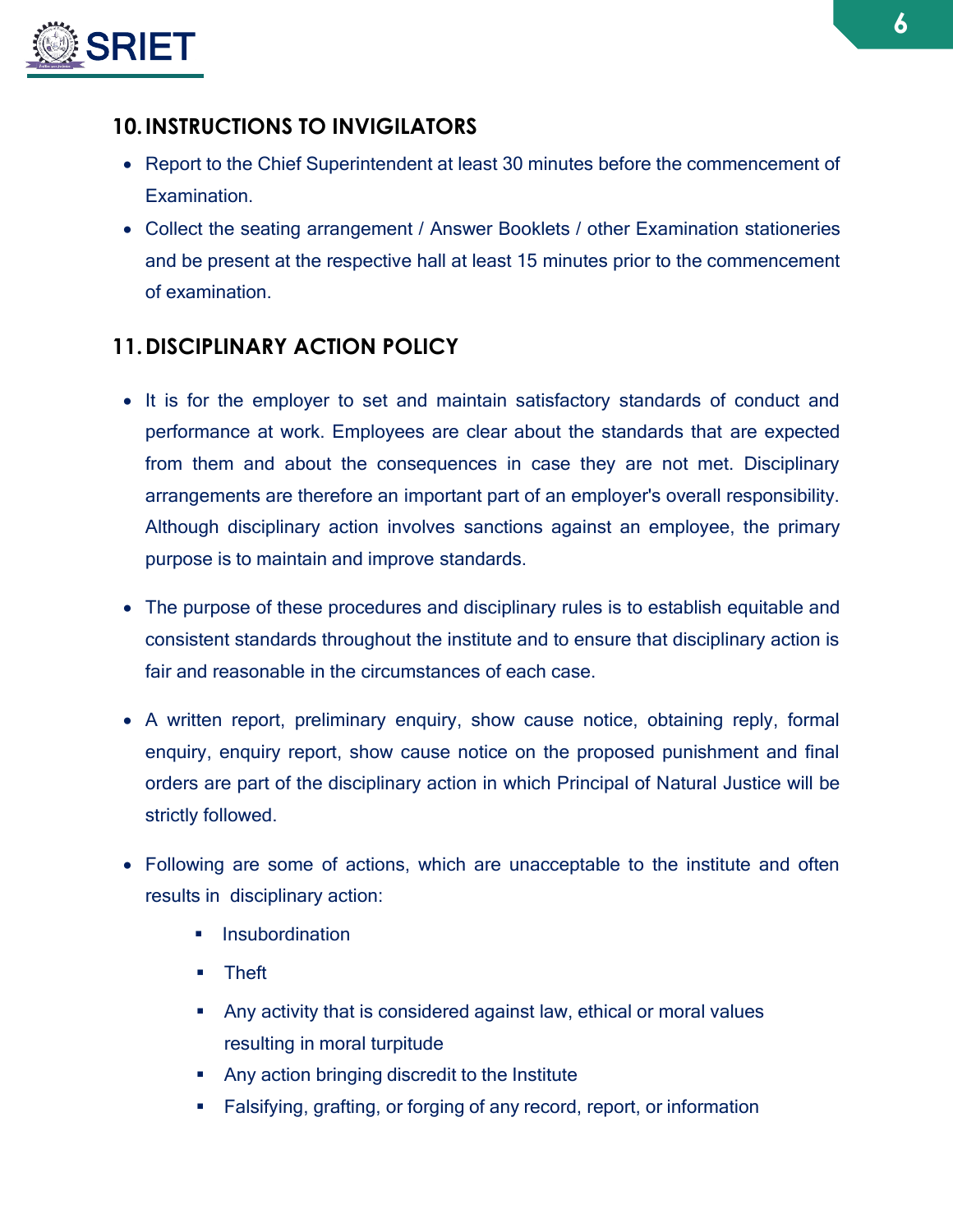## 10. INSTRUCTIONS TO INVIGILATORS

- Report to the Chief Superintendent at least 30 minutes before the commencement of Examination.
- Collect the seating arrangement / Answer Booklets / other Examination stationeries and be present at the respective hall at least 15 minutes prior to the commencement of examination.

## 11. DISCIPLINARY ACTION POLICY

- It is for the employer to set and maintain satisfactory standards of conduct and performance at work. Employees are clear about the standards that are expected from them and about the consequences in case they are not met. Disciplinary arrangements are therefore an important part of an employer's overall responsibility. Although disciplinary action involves sanctions against an employee, the primary purpose is to maintain and improve standards.
- The purpose of these procedures and disciplinary rules is to establish equitable and consistent standards throughout the institute and to ensure that disciplinary action is fair and reasonable in the circumstances of each case.
- A written report, preliminary enquiry, show cause notice, obtaining reply, formal enquiry, enquiry report, show cause notice on the proposed punishment and final orders are part of the disciplinary action in which Principal of Natural Justice will be strictly followed.
- Following are some of actions, which are unacceptable to the institute and often results in disciplinary action:
  - Insubordination
  - Theft
  - Any activity that is considered against law, ethical or moral values resulting in moral turpitude
  - Any action bringing discredit to the Institute
  - Falsifying, grafting, or forging of any record, report, or information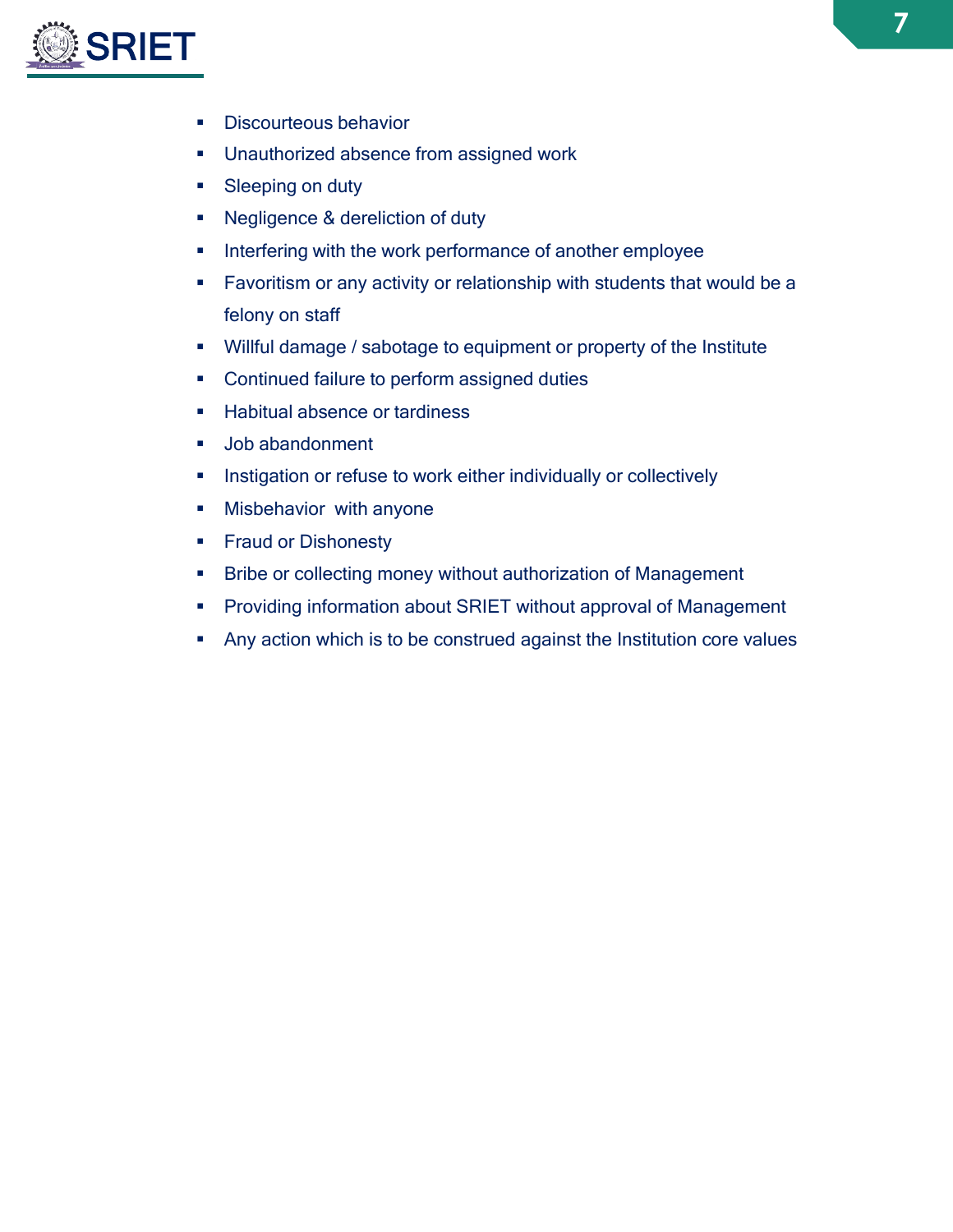- Discourteous behavior
- Unauthorized absence from assigned work
- Sleeping on duty
- Negligence & dereliction of duty
- Interfering with the work performance of another employee
- Favoritism or any activity or relationship with students that would be a felony on staff
- Willful damage / sabotage to equipment or property of the Institute
- Continued failure to perform assigned duties
- Habitual absence or tardiness
- Job abandonment
- Instigation or refuse to work either individually or collectively
- Misbehavior with anyone
- Fraud or Dishonesty
- Bribe or collecting money without authorization of Management
- Providing information about SRIET without approval of Management
- Any action which is to be construed against the Institution core values